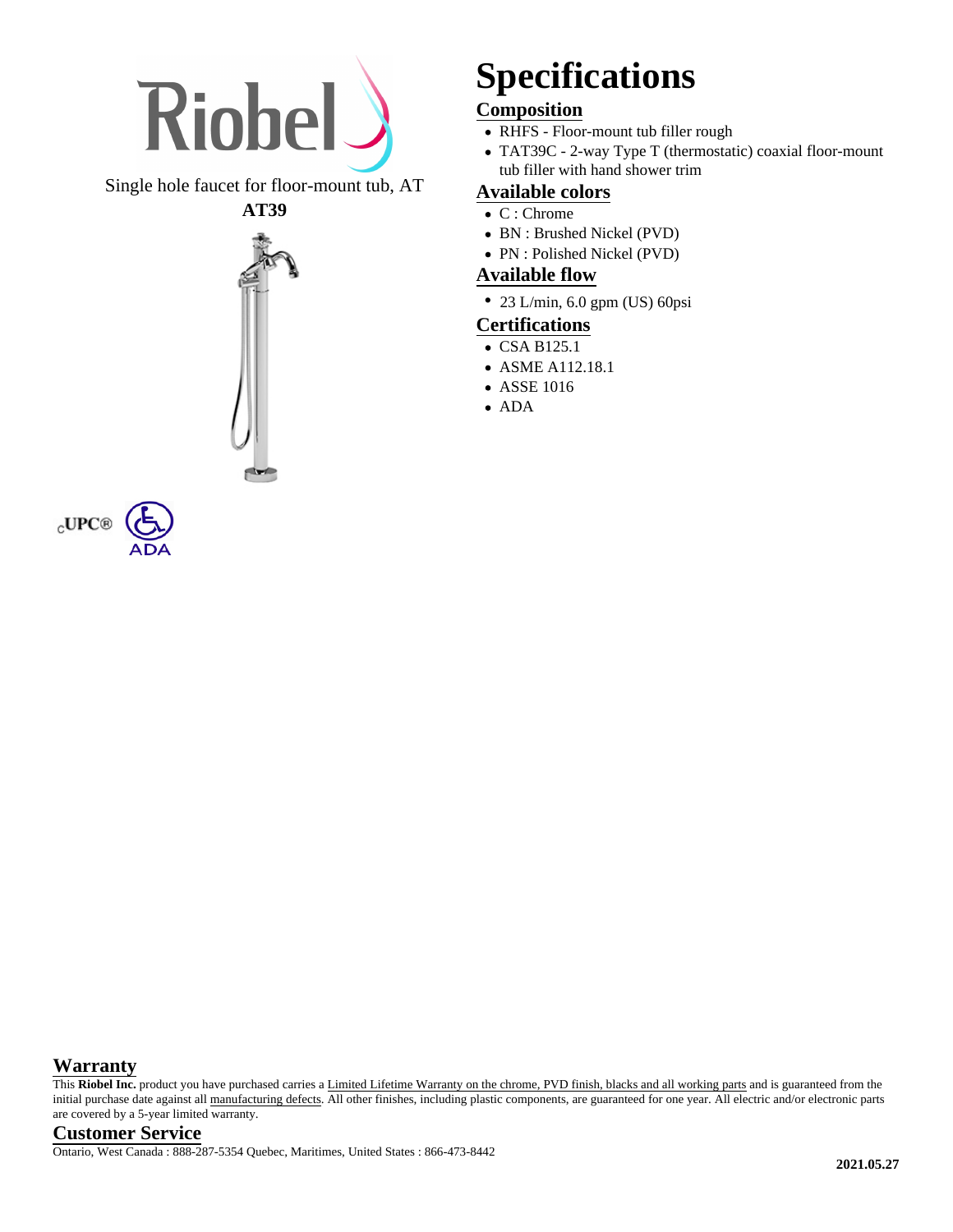Riobel

Single hole faucet for floor-mount tub, AT

**AT39**

cUPC® ADA

# Specifications

## Composition

- RHFS - Floor-mount tub filler rough
- TAT39C - 2-way Type T (thermostatic) coaxial floor-mount tub filler with hand shower trim

## Available colors

- C : Chrome
- BN : Brushed Nickel (PVD)
- PN : Polished Nickel (PVD)

## Available flow

- 23 L/min, 6.0 gpm (US) 60psi

## Certifications

- CSA B125.1
- ASME A112.18.1
- ASSE 1016
- ADA

## Warranty

This **Riobel Inc.** product you have purchased carries a Limited Lifetime Warranty on the chrome, PVD finish, blacks and all working parts and is guaranteed from the initial purchase date against all manufacturing defects. All other finishes, including plastic components, are guaranteed for one year. All electric and/or electronic parts are covered by a 5-year limited warranty.

## Customer Service

Ontario, West Canada : 888-287-5354 Quebec, Maritimes, United States : 866-473-8442

**2021.05.27**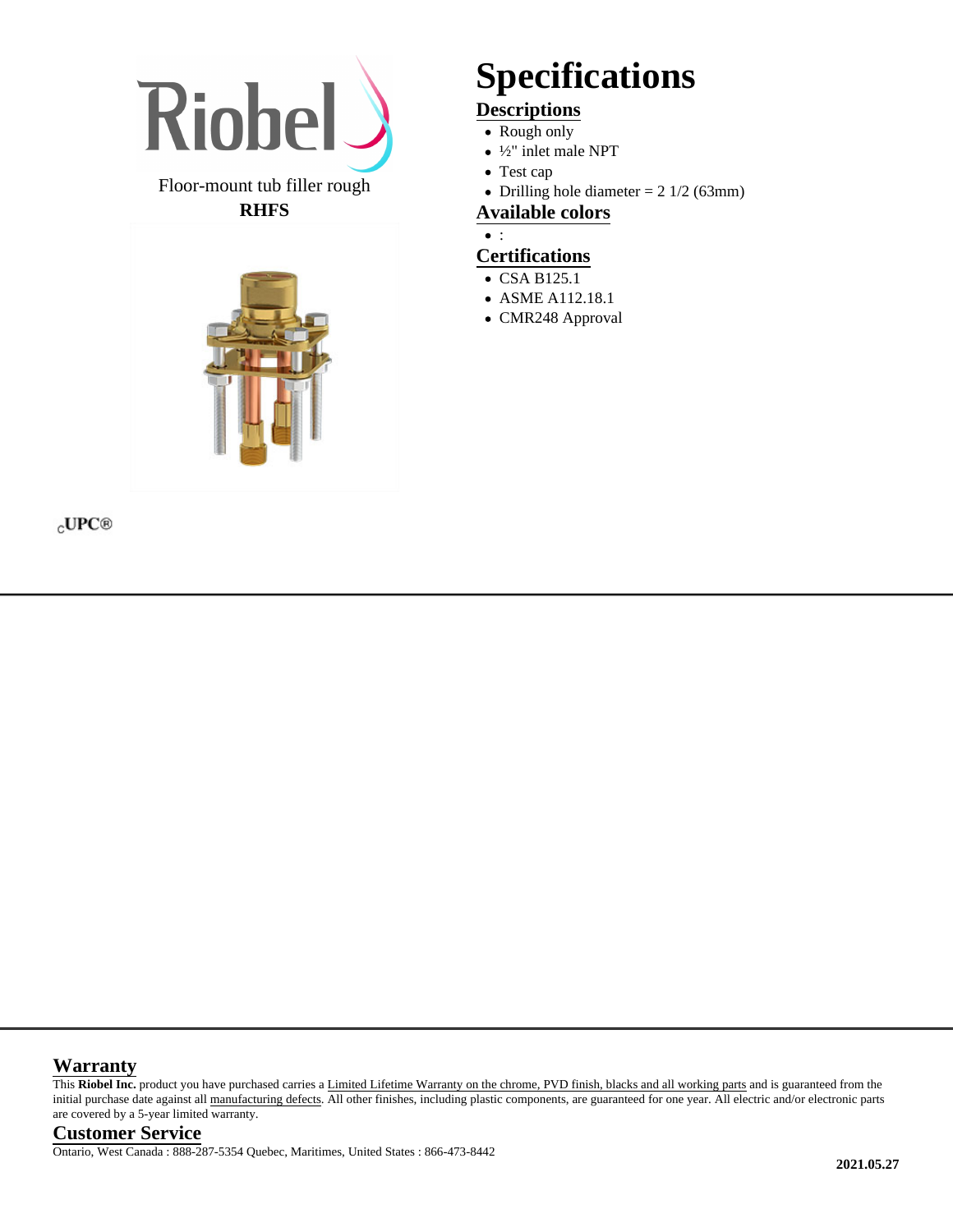Riobel

Floor-mount tub filler rough

**RHFS**

# Specifications

## Descriptions

- Rough only
- ½" inlet male NPT
- Test cap
- Drilling hole diameter = 2 1/2 (63mm)

## Available colors

- :

## Certifications

- CSA B125.1
- ASME A112.18.1
- CMR248 Approval

cUPC®

---

## Warranty

This **Riobel Inc.** product you have purchased carries a Limited Lifetime Warranty on the chrome, PVD finish, blacks and all working parts and is guaranteed from the initial purchase date against all manufacturing defects. All other finishes, including plastic components, are guaranteed for one year. All electric and/or electronic parts are covered by a 5-year limited warranty.

## Customer Service

Ontario, West Canada : 888-287-5354 Quebec, Maritimes, United States : 866-473-8442

**2021.05.27**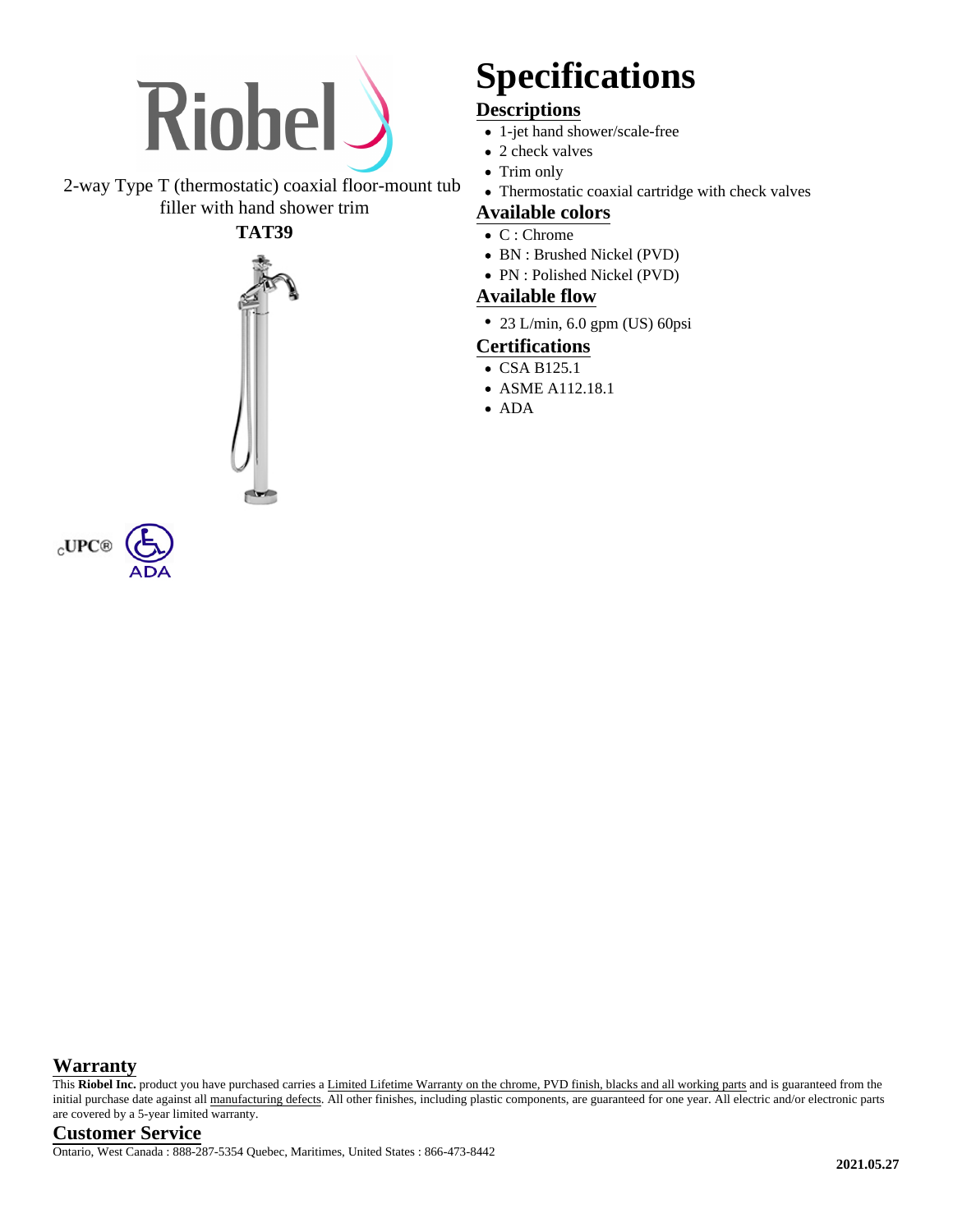Riobel

2-way Type T (thermostatic) coaxial floor-mount tub filler with hand shower trim

**TAT39**

cUPC® ADA

# Specifications

## Descriptions

- 1-jet hand shower/scale-free
- 2 check valves
- Trim only
- Thermostatic coaxial cartridge with check valves

## Available colors

- C : Chrome
- BN : Brushed Nickel (PVD)
- PN : Polished Nickel (PVD)

## Available flow

- 23 L/min, 6.0 gpm (US) 60psi

## Certifications

- CSA B125.1
- ASME A112.18.1
- ADA

## Warranty

This **Riobel Inc.** product you have purchased carries a Limited Lifetime Warranty on the chrome, PVD finish, blacks and all working parts and is guaranteed from the initial purchase date against all manufacturing defects. All other finishes, including plastic components, are guaranteed for one year. All electric and/or electronic parts are covered by a 5-year limited warranty.

## Customer Service

Ontario, West Canada : 888-287-5354 Quebec, Maritimes, United States : 866-473-8442

**2021.05.27**